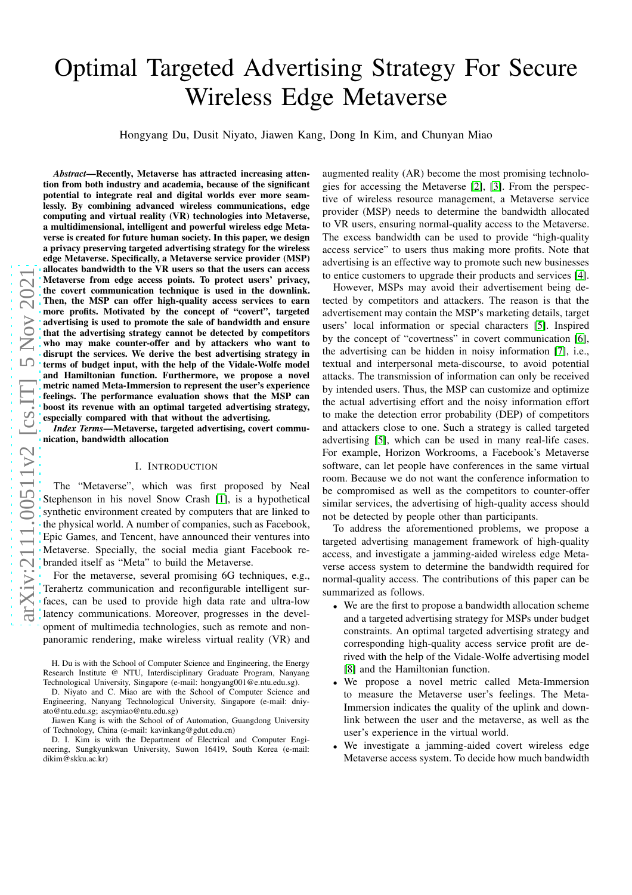# Optimal Targeted Advertising Strategy For Secure Wireless Edge Metaverse

Hongyang Du, Dusit Niyato, Jiawen Kang, Dong In Kim, and Chunyan Miao

***Abstract*—Recently, Metaverse has attracted increasing attention from both industry and academia, because of the significant potential to integrate real and digital worlds ever more seamlessly. By combining advanced wireless communications, edge computing and virtual reality (VR) technologies into Metaverse, a multidimensional, intelligent and powerful wireless edge Metaverse is created for future human society. In this paper, we design a privacy preserving targeted advertising strategy for the wireless edge Metaverse. Specifically, a Metaverse service provider (MSP) allocates bandwidth to the VR users so that the users can access Metaverse from edge access points. To protect users' privacy, the covert communication technique is used in the downlink. Then, the MSP can offer high-quality access services to earn more profits. Motivated by the concept of "covert", targeted advertising is used to promote the sale of bandwidth and ensure that the advertising strategy cannot be detected by competitors who may make counter-offer and by attackers who want to disrupt the services. We derive the best advertising strategy in terms of budget input, with the help of the Vidale-Wolfe model and Hamiltonian function. Furthermore, we propose a novel metric named Meta-Immersion to represent the user's experience feelings. The performance evaluation shows that the MSP can boost its revenue with an optimal targeted advertising strategy, especially compared with that without the advertising.**

***Index Terms*—Metaverse, targeted advertising, covert communication, bandwidth allocation**

## I. Introduction

The "Metaverse", which was first proposed by Neal Stephenson in his novel Snow Crash [1], is a hypothetical synthetic environment created by computers that are linked to the physical world. A number of companies, such as Facebook, Epic Games, and Tencent, have announced their ventures into Metaverse. Specially, the social media giant Facebook rebranded itself as "Meta" to build the Metaverse.

For the metaverse, several promising 6G techniques, e.g., Terahertz communication and reconfigurable intelligent surfaces, can be used to provide high data rate and ultra-low latency communications. Moreover, progresses in the development of multimedia technologies, such as remote and non-panoramic rendering, make wireless virtual reality (VR) and augmented reality (AR) become the most promising technologies for accessing the Metaverse [2], [3]. From the perspective of wireless resource management, a Metaverse service provider (MSP) needs to determine the bandwidth allocated to VR users, ensuring normal-quality access to the Metaverse. The excess bandwidth can be used to provide "high-quality access service" to users thus making more profits. Note that advertising is an effective way to promote such new businesses to entice customers to upgrade their products and services [4].

However, MSPs may avoid their advertisement being detected by competitors and attackers. The reason is that the advertisement may contain the MSP's marketing details, target users' local information or special characters [5]. Inspired by the concept of "covertness" in covert communication [6], the advertising can be hidden in noisy information [7], i.e., textual and interpersonal meta-discourse, to avoid potential attacks. The transmission of information can only be received by intended users. Thus, the MSP can customize and optimize the actual advertising effort and the noisy information effort to make the detection error probability (DEP) of competitors and attackers close to one. Such a strategy is called targeted advertising [5], which can be used in many real-life cases. For example, Horizon Workrooms, a Facebook's Metaverse software, can let people have conferences in the same virtual room. Because we do not want the conference information to be compromised as well as the competitors to counter-offer similar services, the advertising of high-quality access should not be detected by people other than participants.

To address the aforementioned problems, we propose a targeted advertising management framework of high-quality access, and investigate a jamming-aided wireless edge Metaverse access system to determine the bandwidth required for normal-quality access. The contributions of this paper can be summarized as follows.

- We are the first to propose a bandwidth allocation scheme and a targeted advertising strategy for MSPs under budget constraints. An optimal targeted advertising strategy and corresponding high-quality access service profit are derived with the help of the Vidale-Wolfe advertising model [8] and the Hamiltonian function.
- We propose a novel metric called Meta-Immersion to measure the Metaverse user's feelings. The Meta-Immersion indicates the quality of the uplink and downlink between the user and the metaverse, as well as the user's experience in the virtual world.
- We investigate a jamming-aided covert wireless edge Metaverse access system. To decide how much bandwidth

H. Du is with the School of Computer Science and Engineering, the Energy Research Institute @ NTU, Interdisciplinary Graduate Program, Nanyang Technological University, Singapore (e-mail: hongyang001@e.ntu.edu.sg).

D. Niyato and C. Miao are with the School of Computer Science and Engineering, Nanyang Technological University, Singapore (e-mail: dniyato@ntu.edu.sg; ascymiao@ntu.edu.sg)

Jiawen Kang is with the School of of Automation, Guangdong University of Technology, China (e-mail: kavinkang@gdut.edu.cn)

D. I. Kim is with the Department of Electrical and Computer Engineering, Sungkyunkwan University, Suwon 16419, South Korea (e-mail: dikim@skku.ac.kr)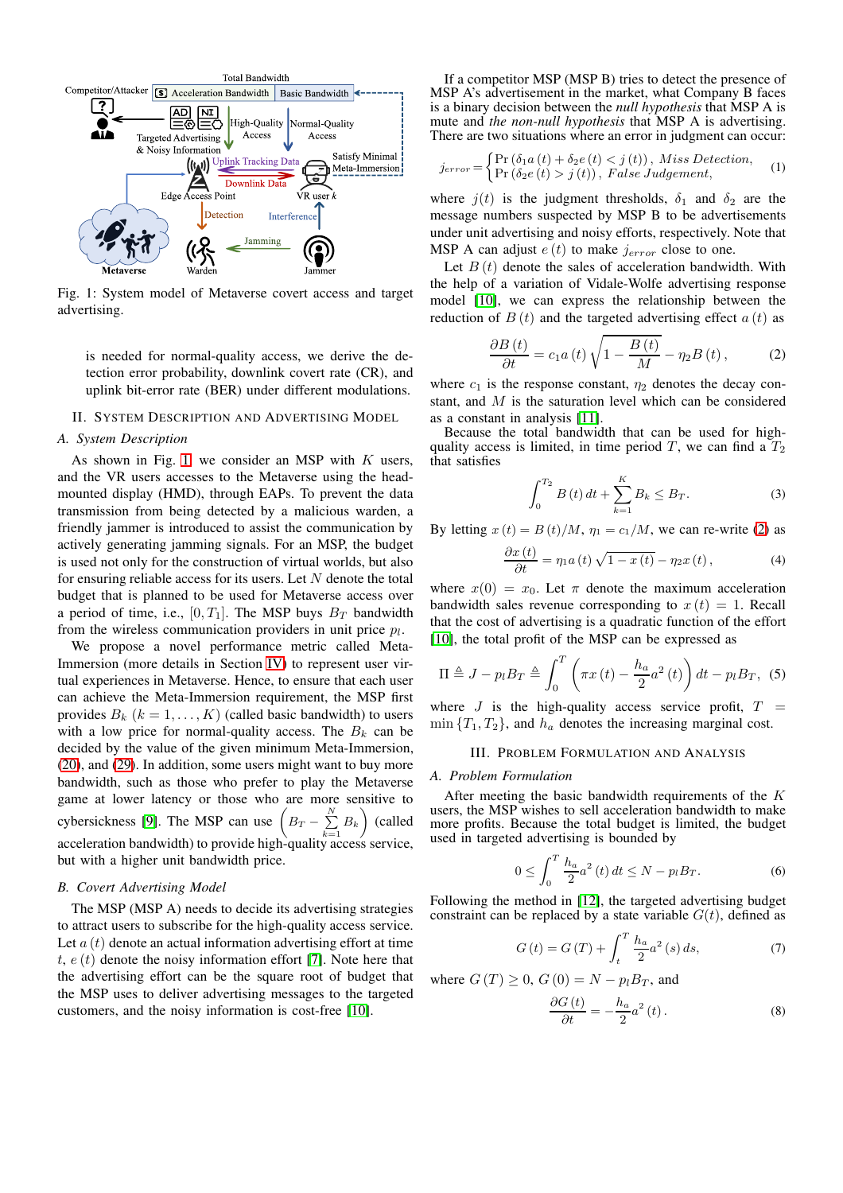Fig. 1: System model of Metaverse covert access and target advertising.

is needed for normal-quality access, we derive the detection error probability, downlink covert rate (CR), and uplink bit-error rate (BER) under different modulations.

## II. System Description and Advertising Model

### A. System Description

As shown in Fig. 1, we consider an MSP with $K$ users, and the VR users accesses to the Metaverse using the head-mounted display (HMD), through EAPs. To prevent the data transmission from being detected by a malicious warden, a friendly jammer is introduced to assist the communication by actively generating jamming signals. For an MSP, the budget is used not only for the construction of virtual worlds, but also for ensuring reliable access for its users. Let $N$ denote the total budget that is planned to be used for Metaverse access over a period of time, i.e., $[0, T_1]$. The MSP buys $B_T$ bandwidth from the wireless communication providers in unit price $p_l$.

We propose a novel performance metric called Meta-Immersion (more details in Section IV) to represent user virtual experiences in Metaverse. Hence, to ensure that each user can achieve the Meta-Immersion requirement, the MSP first provides $B_k$ $(k = 1, \ldots, K)$ (called basic bandwidth) to users with a low price for normal-quality access. The $B_k$ can be decided by the value of the given minimum Meta-Immersion, (20), and (29). In addition, some users might want to buy more bandwidth, such as those who prefer to play the Metaverse game at lower latency or those who are more sensitive to cybersickness [9]. The MSP can use $\left(B_T - \sum_{k=1}^{N} B_k\right)$ (called acceleration bandwidth) to provide high-quality access service, but with a higher unit bandwidth price.

### B. Covert Advertising Model

The MSP (MSP A) needs to decide its advertising strategies to attract users to subscribe for the high-quality access service. Let $a(t)$ denote an actual information advertising effort at time $t$, $e(t)$ denote the noisy information effort [7]. Note here that the advertising effort can be the square root of budget that the MSP uses to deliver advertising messages to the targeted customers, and the noisy information is cost-free [10].

If a competitor MSP (MSP B) tries to detect the presence of MSP A's advertisement in the market, what Company B faces is a binary decision between the *null hypothesis* that MSP A is mute and *the non-null hypothesis* that MSP A is advertising. There are two situations where an error in judgment case can occur:

$$j_{error} = \begin{cases} \Pr\left(\delta_1 a(t) + \delta_2 e(t) < j(t)\right), & \textit{Miss Detection}, \\ \Pr\left(\delta_2 e(t) > j(t)\right), & \textit{False Judgement}, \end{cases} \tag{1}$$

where $j(t)$ is the judgment thresholds, $\delta_1$ and $\delta_2$ are the message numbers suspected by MSP B to be advertisements under unit advertising and noisy efforts, respectively. Note that MSP A can adjust $e(t)$ to make $j_{error}$ close to one.

Let $B(t)$ denote the sales of acceleration bandwidth. With the help of a variation of Vidale-Wolfe advertising response model [10], we can express the relationship between the reduction of $B(t)$ and the targeted advertising effect $a(t)$ as

$$\frac{\partial B(t)}{\partial t} = c_1 a(t) \sqrt{1 - \frac{B(t)}{M}} - \eta_2 B(t), \tag{2}$$

where $c_1$ is the response constant, $\eta_2$ denotes the decay constant, and $M$ is the saturation level which can be considered as a constant in analysis [11].

Because the total bandwidth that can be used for high-quality access is limited, in time period $T$, we can find a $T_2$ that satisfies

$$\int_0^{T_2} B(t)\, dt + \sum_{k=1}^{K} B_k \leq B_T. \tag{3}$$

By letting $x(t) = B(t)/M$, $\eta_1 = c_1/M$, we can re-write (2) as

$$\frac{\partial x(t)}{\partial t} = \eta_1 a(t) \sqrt{1 - x(t)} - \eta_2 x(t), \tag{4}$$

where $x(0) = x_0$. Let $\pi$ denote the maximum acceleration bandwidth sales revenue corresponding to $x(t) = 1$. Recall that the cost of advertising is a quadratic function of the effort [10], the total profit of the MSP can be expressed as

$$\Pi \triangleq J - p_l B_T \triangleq \int_0^T \left(\pi x(t) - \frac{h_a}{2} a^2(t)\right) dt - p_l B_T, \tag{5}$$

where $J$ is the high-quality access service profit, $T = \min\{T_1, T_2\}$, and $h_a$ denotes the increasing marginal cost.

## III. Problem Formulation and Analysis

### A. Problem Formulation

After meeting the basic bandwidth requirements of the $K$ users, the MSP wishes to sell acceleration bandwidth to make more profits. Because the total budget is limited, the budget used in targeted advertising is bounded by

$$0 \leq \int_0^T \frac{h_a}{2} a^2(t)\, dt \leq N - p_l B_T. \tag{6}$$

Following the method in [12], the targeted advertising budget constraint can be replaced by a state variable $G(t)$, defined as

$$G(t) = G(T) + \int_t^T \frac{h_a}{2} a^2(s)\, ds, \tag{7}$$

where $G(T) \geq 0$, $G(0) = N - p_l B_T$, and

$$\frac{\partial G(t)}{\partial t} = -\frac{h_a}{2} a^2(t). \tag{8}$$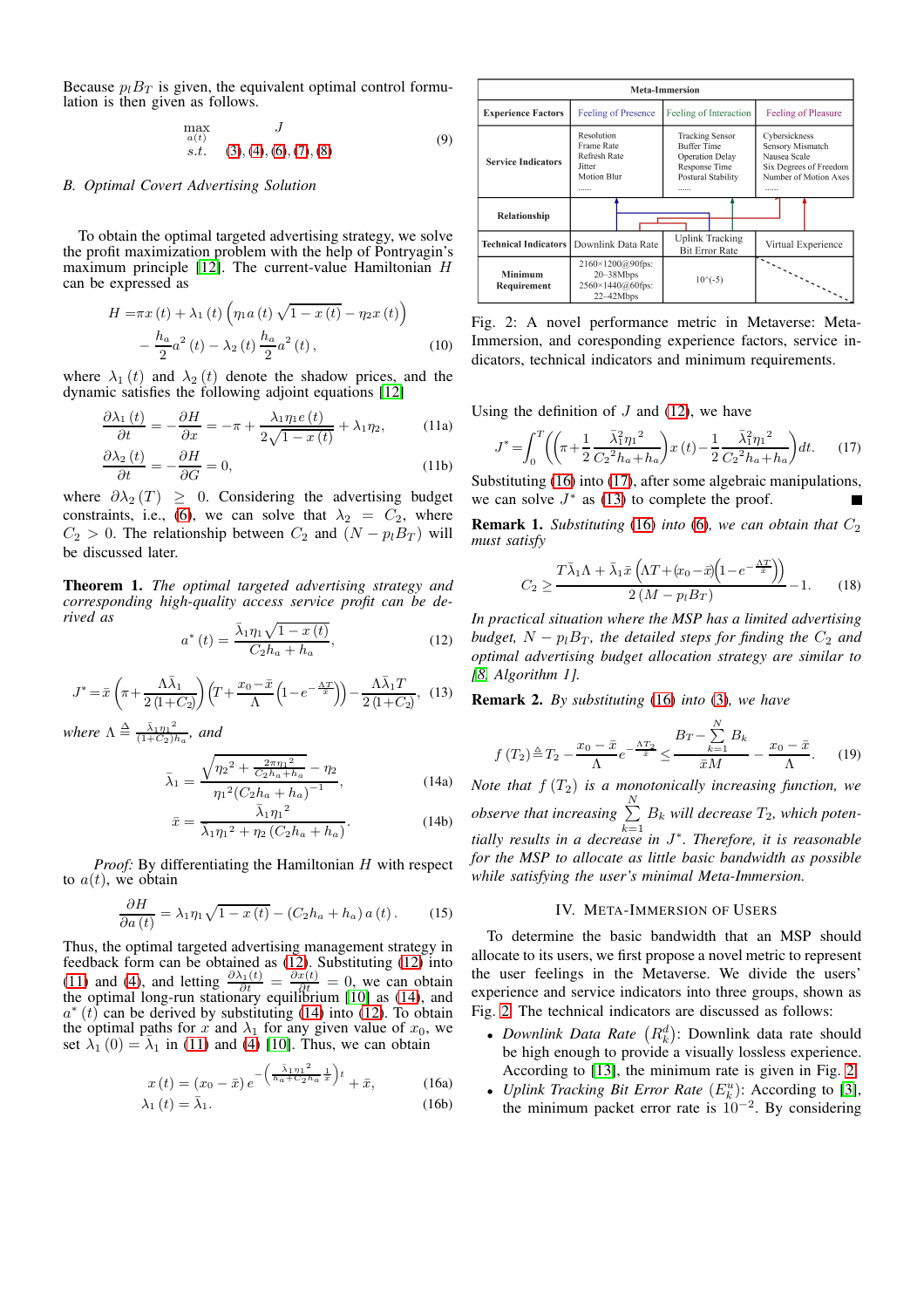Because $p_l B_T$ is given, the equivalent optimal control formulation is then given as follows.

$$\max_{a(t)} \quad J \qquad s.t. \quad (3), (4), (6), (7), (8) \tag{9}$$

## B. Optimal Covert Advertising Solution

To obtain the optimal targeted advertising strategy, we solve the profit maximization problem with the help of Pontryagin's maximum principle [12]. The current-value Hamiltonian $H$ can be expressed as

$$H = \pi x(t) + \lambda_1(t)\left(\eta_1 a(t)\sqrt{1-x(t)} - \eta_2 x(t)\right) - \frac{h_a}{2}a^2(t) - \lambda_2(t)\frac{h_a}{2}a^2(t), \tag{10}$$

where $\lambda_1(t)$ and $\lambda_2(t)$ denote the shadow prices, and the dynamic satisfies the following adjoint equations [12]

$$\frac{\partial \lambda_1(t)}{\partial t} = -\frac{\partial H}{\partial x} = -\pi + \frac{\lambda_1 \eta_1 e(t)}{2\sqrt{1-x(t)}} + \lambda_1 \eta_2, \tag{11a}$$

$$\frac{\partial \lambda_2(t)}{\partial t} = -\frac{\partial H}{\partial G} = 0, \tag{11b}$$

where $\partial \lambda_2(T) \geq 0$. Considering the advertising budget constraints, i.e., (6), we can solve that $\lambda_2 = C_2$, where $C_2 > 0$. The relationship between $C_2$ and $(N - p_l B_T)$ will be discussed later.

**Theorem 1.** *The optimal targeted advertising strategy and corresponding high-quality access service profit can be derived as*

$$a^*(t) = \frac{\bar{\lambda}_1 \eta_1 \sqrt{1-x(t)}}{C_2 h_a + h_a}, \tag{12}$$

$$J^* = \bar{x}\left(\pi + \frac{\Lambda \bar{\lambda}_1}{2(1+C_2)}\right)\left(T + \frac{x_0 - \bar{x}}{\Lambda}\left(1 - e^{-\frac{\Lambda T}{\bar{x}}}\right)\right) - \frac{\Lambda \bar{\lambda}_1 T}{2(1+C_2)}, \tag{13}$$

*where* $\Lambda \triangleq \frac{\bar{\lambda}_1 \eta_1^2}{(1+C_2)h_a}$*, and*

$$\bar{\lambda}_1 = \frac{\sqrt{\eta_2^2 + \frac{2\pi\eta_1^2}{C_2 h_a + h_a}} - \eta_2}{\eta_1^2 (C_2 h_a + h_a)^{-1}}, \tag{14a}$$

$$\bar{x} = \frac{\bar{\lambda}_1 \eta_1^2}{\bar{\lambda}_1 \eta_1^2 + \eta_2 (C_2 h_a + h_a)}. \tag{14b}$$

*Proof:* By differentiating the Hamiltonian $H$ with respect to $a(t)$, we obtain

$$\frac{\partial H}{\partial a(t)} = \lambda_1 \eta_1 \sqrt{1-x(t)} - (C_2 h_a + h_a)\, a(t). \tag{15}$$

Thus, the optimal targeted advertising management strategy in feedback form can be obtained as (12). Substituting (12) into (11) and (4), and letting $\frac{\partial \lambda_1(t)}{\partial t} = \frac{\partial x(t)}{\partial t} = 0$, we can obtain the optimal long-run stationary equilibrium [10] as (14), and $a^*(t)$ can be derived by substituting (14) into (12). To obtain the optimal paths for $x$ and $\lambda_1$ for any given value of $x_0$, we set $\lambda_1(0) = \bar{\lambda}_1$ in (11) and (4) [10]. Thus, we can obtain

$$x(t) = (x_0 - \bar{x})\, e^{-\left(\frac{\bar{\lambda}_1 \eta_1^2}{h_a + C_2 h_a}\frac{1}{\bar{x}}\right)t} + \bar{x}, \tag{16a}$$

$$\lambda_1(t) = \bar{\lambda}_1. \tag{16b}$$

Using the definition of $J$ and (12), we have

$$J^* = \int_0^T \left(\left(\pi + \frac{1}{2}\frac{\bar{\lambda}_1^2 \eta_1^2}{C_2^2 h_a + h_a}\right)x(t) - \frac{1}{2}\frac{\bar{\lambda}_1^2 \eta_1^2}{C_2^2 h_a + h_a}\right)dt. \tag{17}$$

Substituting (16) into (17), after some algebraic manipulations, we can solve $J^*$ as (13) to complete the proof. ■

**Remark 1.** *Substituting (16) into (6), we can obtain that $C_2$ must satisfy*

$$C_2 \geq \frac{T\bar{\lambda}_1 \Lambda + \bar{\lambda}_1 \bar{x}\left(\Lambda T + (x_0 - \bar{x})\left(1 - e^{-\frac{\Lambda T}{\bar{x}}}\right)\right)}{2(M - p_l B_T)} - 1. \tag{18}$$

*In practical situation where the MSP has a limited advertising budget, $N - p_l B_T$, the detailed steps for finding the $C_2$ and optimal advertising budget allocation strategy are similar to [8, Algorithm 1].*

**Remark 2.** *By substituting (16) into (3), we have*

$$f(T_2) \triangleq T_2 - \frac{x_0 - \bar{x}}{\Lambda}e^{-\frac{\Lambda T_2}{\bar{x}}} \leq \frac{B_T - \sum_{k=1}^{N} B_k}{\bar{x}M} - \frac{x_0 - \bar{x}}{\Lambda}. \tag{19}$$

*Note that $f(T_2)$ is a monotonically increasing function, we observe that increasing $\sum_{k=1}^{N} B_k$ will decrease $T_2$, which potentially results in a decrease in $J^*$. Therefore, it is reasonable for the MSP to allocate as little basic bandwidth as possible while satisfying the user's minimal Meta-Immersion.*

| Meta-Immersion | | | |
|---|---|---|---|
| **Experience Factors** | Feeling of Presence | Feeling of Interaction | Feeling of Pleasure |
| **Service Indicators** | Resolution, Frame Rate, Refresh Rate, Jitter, Motion Blur, ...... | Tracking Sensor, Buffer Time, Operation Delay, Response Time, Postural Stability, ...... | Cybersickness, Sensory Mismatch, Nausea Scale, Six Degrees of Freedom, Number of Motion Axes, ...... |
| **Relationship** | | | |
| **Technical Indicators** | Downlink Data Rate | Uplink Tracking Bit Error Rate | Virtual Experience |
| **Minimum Requirement** | 2160×1200@90fps: 20–38Mbps; 2560×1440@60fps: 22–42Mbps | 10^(-5) | |

Fig. 2: A novel performance metric in Metaverse: Meta-Immersion, and coresponding experience factors, service indicators, technical indicators and minimum requirements.

## IV. Meta-Immersion of Users

To determine the basic bandwidth that an MSP should allocate to its users, we first propose a novel metric to represent the user feelings in the Metaverse. We divide the users' experience and service indicators into three groups, shown as Fig. 2. The technical indicators are discussed as follows:

- *Downlink Data Rate* $(R_k^d)$: Downlink data rate should be high enough to provide a visually lossless experience. According to [13], the minimum rate is given in Fig. 2.
- *Uplink Tracking Bit Error Rate* $(E_k^u)$: According to [3], the minimum packet error rate is $10^{-2}$. By considering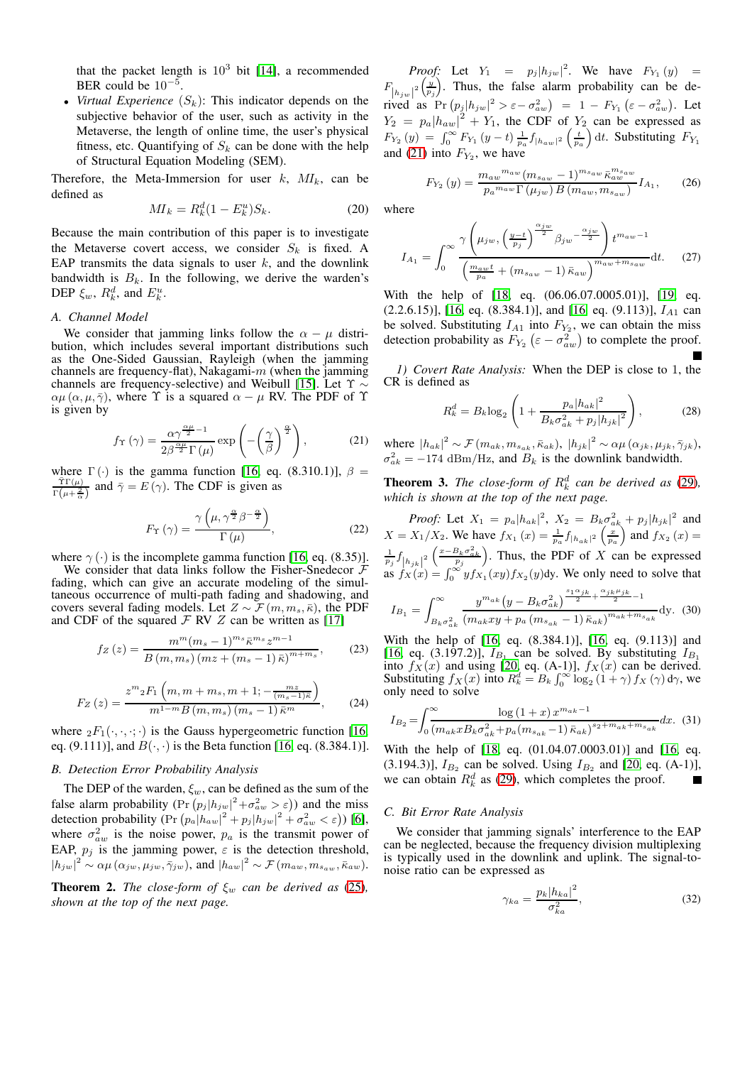that the packet length is $10^3$ bit [14], a recommended BER could be $10^{-5}$.

- *Virtual Experience* ($S_k$): This indicator depends on the subjective behavior of the user, such as activity in the Metaverse, the length of online time, the user's physical fitness, etc. Quantifying of $S_k$ can be done with the help of Structural Equation Modeling (SEM).

Therefore, the Meta-Immersion for user $k$, $MI_k$, can be defined as

$$MI_k = R_k^d(1 - E_k^u)S_k. \tag{20}$$

Because the main contribution of this paper is to investigate the Metaverse covert access, we consider $S_k$ is fixed. A EAP transmits the data signals to user $k$, and the downlink bandwidth is $B_k$. In the following, we derive the warden's DEP $\xi_w$, $R_k^d$, and $E_k^u$.

### A. Channel Model

We consider that jamming links follow the $\alpha-\mu$ distribution, which includes several important distributions such as the One-Sided Gaussian, Rayleigh (when the jamming channels are frequency-flat), Nakagami-$m$ (when the jamming channels are frequency-selective) and Weibull [15]. Let $\Upsilon \sim \alpha\mu\left(\alpha, \mu, \bar{\gamma}\right)$, where $\Upsilon$ is a squared $\alpha-\mu$ RV. The PDF of $\Upsilon$ is given by

$$f_\Upsilon\left(\gamma\right) = \frac{\alpha\gamma^{\frac{\alpha\mu}{2}-1}}{2\beta^{\frac{\alpha\mu}{2}}\Gamma\left(\mu\right)}\exp\left(-\left(\frac{\gamma}{\beta}\right)^{\frac{\alpha}{2}}\right), \tag{21}$$

where $\Gamma\left(\cdot\right)$ is the gamma function [16, eq. (8.310.1)], $\beta = \frac{\bar{\Upsilon}\Gamma\left(\mu\right)}{\Gamma\left(\mu+\frac{2}{\alpha}\right)}$ and $\bar{\gamma} = E\left(\gamma\right)$. The CDF is given as

$$F_\Upsilon\left(\gamma\right) = \frac{\gamma\left(\mu, \gamma^{\frac{\alpha}{2}}\beta^{-\frac{\alpha}{2}}\right)}{\Gamma\left(\mu\right)}, \tag{22}$$

where $\gamma\left(\cdot\right)$ is the incomplete gamma function [16, eq. (8.35)].

We consider that data links follow the Fisher-Snedecor $\mathcal{F}$ fading, which can give an accurate modeling of the simultaneous occurrence of multi-path fading and shadowing, and covers several fading models. Let $Z \sim \mathcal{F}\left(m, m_s, \bar{\kappa}\right)$, the PDF and CDF of the squared $\mathcal{F}$ RV $Z$ can be written as [17]

$$f_Z\left(z\right) = \frac{m^m(m_s-1)^{m_s}\bar{\kappa}^{m_s}z^{m-1}}{B\left(m, m_s\right)\left(mz + \left(m_s-1\right)\bar{\kappa}\right)^{m+m_s}}, \tag{23}$$

$$F_Z\left(z\right) = \frac{z^m {}_2F_1\left(m, m+m_s, m+1; -\frac{mz}{(m_s-1)\bar{\kappa}}\right)}{m^{1-m}B\left(m, m_s\right)\left(m_s-1\right)\bar{\kappa}^m}, \tag{24}$$

where ${}_2F_1(\cdot,\cdot,\cdot;\cdot)$ is the Gauss hypergeometric function [16, eq. (9.111)], and $B(\cdot,\cdot)$ is the Beta function [16, eq. (8.384.1)].

### B. Detection Error Probability Analysis

The DEP of the warden, $\xi_w$, can be defined as the sum of the false alarm probability ($\Pr\left(p_j|h_{jw}|^2+\sigma_{aw}^2 > \varepsilon\right)$) and the miss detection probability ($\Pr\left(p_a|h_{aw}|^2 + p_j|h_{jw}|^2 + \sigma_{aw}^2 < \varepsilon\right)$) [6], where $\sigma_{aw}^2$ is the noise power, $p_a$ is the transmit power of EAP, $p_j$ is the jamming power, $\varepsilon$ is the detection threshold, $|h_{jw}|^2 \sim \alpha\mu\left(\alpha_{jw}, \mu_{jw}, \bar{\gamma}_{jw}\right)$, and $|h_{aw}|^2 \sim \mathcal{F}\left(m_{aw}, m_{s_{aw}}, \bar{\kappa}_{aw}\right)$.

**Theorem 2.** *The close-form of $\xi_w$ can be derived as (25), shown at the top of the next page.*

*Proof:* Let $Y_1 = p_j|h_{jw}|^2$. We have $F_{Y_1}\left(y\right) = F_{|h_{jw}|^2}\left(\frac{y}{p_j}\right)$. Thus, the false alarm probability can be derived as $\Pr\left(p_j|h_{jw}|^2 > \varepsilon - \sigma_{aw}^2\right) = 1 - F_{Y_1}\left(\varepsilon - \sigma_{aw}^2\right)$. Let $Y_2 = p_a|h_{aw}|^2 + Y_1$, the CDF of $Y_2$ can be expressed as $F_{Y_2}\left(y\right) = \int_0^\infty F_{Y_1}\left(y-t\right)\frac{1}{p_a}f_{|h_{aw}|^2}\left(\frac{t}{p_a}\right)\mathrm{d}t$. Substituting $F_{Y_1}$ and (21) into $F_{Y_2}$, we have

$$F_{Y_2}\left(y\right) = \frac{{m_{aw}}^{m_{aw}}(m_{s_{aw}}-1)^{m_{s_{aw}}}\bar{\kappa}_{aw}^{m_{s_{aw}}}}{{p_a}^{m_{aw}}\Gamma\left(\mu_{jw}\right)B\left(m_{aw}, m_{s_{aw}}\right)}I_{A_1}, \tag{26}$$

where

$$I_{A_1} = \int_0^\infty \frac{\gamma\left(\mu_{jw}, \left(\frac{y-t}{p_j}\right)^{\frac{\alpha_{jw}}{2}}\beta_{jw}^{-\frac{\alpha_{jw}}{2}}\right)t^{m_{aw}-1}}{\left(\frac{m_{aw}t}{p_a} + \left(m_{s_{aw}}-1\right)\bar{\kappa}_{aw}\right)^{m_{aw}+m_{s_{aw}}}}\mathrm{d}t. \tag{27}$$

With the help of [18, eq. (06.06.07.0005.01)], [19, eq. (2.2.6.15)], [16, eq. (8.384.1)], and [16, eq. (9.113)], $I_{A1}$ can be solved. Substituting $I_{A1}$ into $F_{Y_2}$, we can obtain the miss detection probability as $F_{Y_2}\left(\varepsilon - \sigma_{aw}^2\right)$ to complete the proof. ■

*1) Covert Rate Analysis:* When the DEP is close to 1, the CR is defined as

$$R_k^d = B_k\log_2\left(1 + \frac{p_a|h_{ak}|^2}{B_k\sigma_{ak}^2 + p_j|h_{jk}|^2}\right), \tag{28}$$

where $|h_{ak}|^2 \sim \mathcal{F}\left(m_{ak}, m_{s_{ak}}, \bar{\kappa}_{ak}\right)$, $|h_{jk}|^2 \sim \alpha\mu\left(\alpha_{jk}, \mu_{jk}, \bar{\gamma}_{jk}\right)$, $\sigma_{ak}^2 = -174$ dBm/Hz, and $B_k$ is the downlink bandwidth.

**Theorem 3.** *The close-form of $R_k^d$ can be derived as (29), which is shown at the top of the next page.*

*Proof:* Let $X_1 = p_a|h_{ak}|^2$, $X_2 = B_k\sigma_{ak}^2 + p_j|h_{jk}|^2$ and $X = X_1/X_2$. We have $f_{X_1}\left(x\right) = \frac{1}{p_a}f_{|h_{ak}|^2}\left(\frac{x}{p_a}\right)$ and $f_{X_2}\left(x\right) = \frac{1}{p_j}f_{|h_{jk}|^2}\left(\frac{x-B_k\sigma_{ak}^2}{p_j}\right)$. Thus, the PDF of $X$ can be expressed as $f_X(x) = \int_0^\infty yf_{X_1}(xy)f_{X_2}(y)\mathrm{d}y$. We only need to solve that

$$I_{B_1} = \int_{B_k\sigma_{ak}^2}^\infty \frac{y^{m_{ak}}\left(y - B_k\sigma_{ak}^2\right)^{\frac{s_1\alpha_{jk}}{2}+\frac{\alpha_{jk}\mu_{jk}}{2}-1}}{\left(m_{ak}xy + p_a\left(m_{s_{ak}}-1\right)\bar{\kappa}_{ak}\right)^{m_{ak}+m_{s_{ak}}}}\mathrm{d}y. \tag{30}$$

With the help of [16, eq. (8.384.1)], [16, eq. (9.113)] and [16, eq. (3.197.2)], $I_{B_1}$ can be solved. By substituting $I_{B_1}$ into $f_X(x)$ and using [20, eq. (A-1)], $f_X(x)$ can be derived. Substituting $f_X(x)$ into $R_k^d = B_k\int_0^\infty \log_2\left(1+\gamma\right)f_X\left(\gamma\right)\mathrm{d}\gamma$, we only need to solve

$$I_{B_2} = \int_0^\infty \frac{\log\left(1+x\right)x^{m_{ak}-1}}{\left(m_{ak}xB_k\sigma_{ak}^2 + p_a(m_{s_{ak}}-1)\bar{\kappa}_{ak}\right)^{s_2+m_{ak}+m_{s_{ak}}}}dx. \tag{31}$$

With the help of [18, eq. (01.04.07.0003.01)] and [16, eq. (3.194.3)], $I_{B_2}$ can be solved. Using $I_{B_2}$ and [20, eq. (A-1)], we can obtain $R_k^d$ as (29), which completes the proof. ■

### C. Bit Error Rate Analysis

We consider that jamming signals' interference to the EAP can be neglected, because the frequency division multiplexing is typically used in the downlink and uplink. The signal-to-noise ratio can be expressed as

$$\gamma_{ka} = \frac{p_k|h_{ka}|^2}{\sigma_{ka}^2}, \tag{32}$$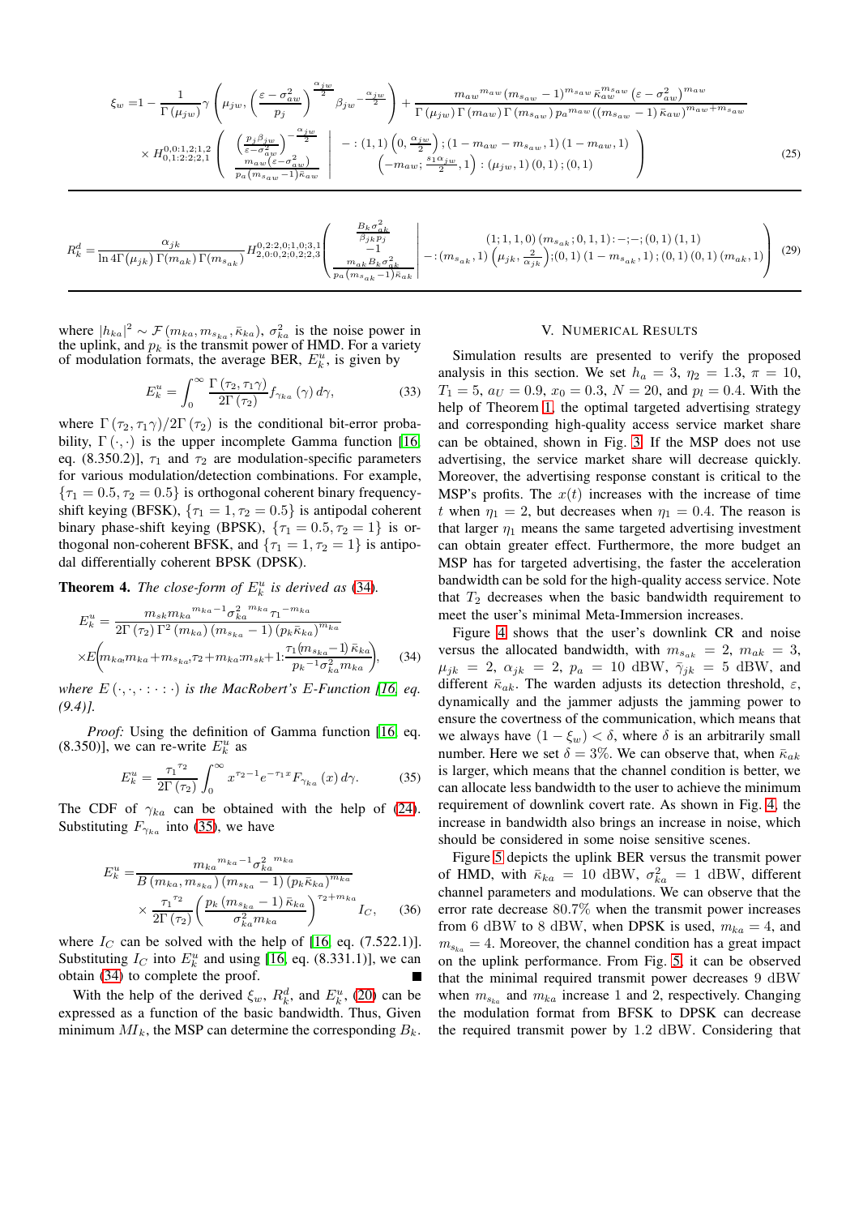$$
\xi_w = 1 - \frac{1}{\Gamma(\mu_{jw})}\gamma\left(\mu_{jw}, \left(\frac{\varepsilon-\sigma_{aw}^2}{p_j}\right)^{\frac{\alpha_{jw}}{2}}\beta_{jw}^{-\frac{\alpha_{jw}}{2}}\right) + \frac{m_{aw}{}^{m_{aw}}(m_{s_{aw}}-1)^{m_{s_{aw}}}\bar{\kappa}_{aw}^{m_{s_{aw}}}(\varepsilon-\sigma_{aw}^2)^{m_{aw}}}{\Gamma(\mu_{jw})\Gamma(m_{aw})\Gamma(m_{s_{aw}})p_a{}^{m_{aw}}((m_{s_{aw}}-1)\bar{\kappa}_{aw})^{m_{aw}+m_{s_{aw}}}}
$$
$$
\times H_{0,1:2:2;2,1}^{0,0:1,2;1,2}\left(\begin{array}{c}\left(\frac{p_j\beta_{jw}}{\varepsilon-\sigma_{aw}^2}\right)^{-\frac{\alpha_{jw}}{2}} \\ \frac{m_{aw}(\varepsilon-\sigma_{aw}^2)}{p_a(m_{s_{aw}}-1)\bar{\kappa}_{aw}}\end{array}\middle|\begin{array}{c}-:(1,1)\left(0,\frac{\alpha_{jw}}{2}\right);(1-m_{aw}-m_{s_{aw}},1)(1-m_{aw},1) \\ \left(-m_{aw};\frac{s_1\alpha_{jw}}{2},1\right):(\mu_{jw},1)(0,1);(0,1)\end{array}\right) \tag{25}
$$

$$
R_k^d = \frac{\alpha_{jk}}{\ln 4\Gamma(\mu_{jk})\Gamma(m_{ak})\Gamma(m_{s_{ak}})} H_{2,0:0,2:0,2;2,3}^{0,2:2,0;1,0;3,1}\left(\begin{array}{c}\frac{B_k\sigma_{ak}^2}{\beta_{jk}p_j} \\ -1 \\ \frac{m_{ak}B_k\sigma_{ak}^2}{p_a(m_{s_{ak}}-1)\bar{\kappa}_{ak}}\end{array}\middle|\begin{array}{c}(1;1,1,0)(m_{s_{ak}};0,1,1):-;-;(0,1)(1,1) \\ -:(m_{s_{ak}},1)\left(\mu_{jk},\frac{2}{\alpha_{jk}}\right);(0,1)(1-m_{s_{ak}},1);(0,1)(0,1)(m_{ak},1)\end{array}\right) \tag{29}
$$

where $|h_{ka}|^2 \sim \mathcal{F}(m_{ka}, m_{s_{ka}}, \bar{\kappa}_{ka})$, $\sigma_{ka}^2$ is the noise power in the uplink, and $p_k$ is the transmit power of HMD. For a variety of modulation formats, the average BER, $E_k^u$, is given by

$$
E_k^u = \int_0^\infty \frac{\Gamma(\tau_2, \tau_1\gamma)}{2\Gamma(\tau_2)} f_{\gamma_{ka}}(\gamma)\, d\gamma, \tag{33}
$$

where $\Gamma(\tau_2, \tau_1\gamma)/2\Gamma(\tau_2)$ is the conditional bit-error probability, $\Gamma(\cdot,\cdot)$ is the upper incomplete Gamma function [16, eq. (8.350.2)], $\tau_1$ and $\tau_2$ are modulation-specific parameters for various modulation/detection combinations. For example, $\{\tau_1 = 0.5, \tau_2 = 0.5\}$ is orthogonal coherent binary frequency-shift keying (BFSK), $\{\tau_1 = 1, \tau_2 = 0.5\}$ is antipodal coherent binary phase-shift keying (BPSK), $\{\tau_1 = 0.5, \tau_2 = 1\}$ is orthogonal non-coherent BFSK, and $\{\tau_1 = 1, \tau_2 = 1\}$ is antipodal differentially coherent BPSK (DPSK).

**Theorem 4.** *The close-form of $E_k^u$ is derived as (34).*

$$
E_k^u = \frac{m_{sk}m_{ka}{}^{m_{ka}-1}\sigma_{ka}^{2\ m_{ka}}\tau_1{}^{-m_{ka}}}{2\Gamma(\tau_2)\Gamma^2(m_{ka})(m_{s_{ka}}-1)(p_k\bar{\kappa}_{ka})^{m_{ka}}}
\times E\!\left(m_{ka}, m_{ka}+m_{s_{ka}}, \tau_2+m_{ka}: m_{sk}+1: \frac{\tau_1(m_{s_{ka}}-1)\bar{\kappa}_{ka}}{p_k{}^{-1}\sigma_{ka}^2 m_{ka}}\right), \tag{34}
$$

*where $E(\cdot,\cdot,\cdot:\cdot:\cdot)$ is the MacRobert's E-Function [16, eq. (9.4)].*

*Proof:* Using the definition of Gamma function [16, eq. (8.350)], we can re-write $E_k^u$ as

$$
E_k^u = \frac{\tau_1{}^{\tau_2}}{2\Gamma(\tau_2)} \int_0^\infty x^{\tau_2-1} e^{-\tau_1 x} F_{\gamma_{ka}}(x)\, d\gamma. \tag{35}
$$

The CDF of $\gamma_{ka}$ can be obtained with the help of (24). Substituting $F_{\gamma_{ka}}$ into (35), we have

$$
E_k^u = \frac{m_{ka}{}^{m_{ka}-1}\sigma_{ka}^{2\ m_{ka}}}{B(m_{ka}, m_{s_{ka}})(m_{s_{ka}}-1)(p_k\bar{\kappa}_{ka})^{m_{ka}}}
\times \frac{\tau_1{}^{\tau_2}}{2\Gamma(\tau_2)}\left(\frac{p_k(m_{s_{ka}}-1)\bar{\kappa}_{ka}}{\sigma_{ka}^2 m_{ka}}\right)^{\tau_2+m_{ka}} I_C, \tag{36}
$$

where $I_C$ can be solved with the help of [16, eq. (7.522.1)]. Substituting $I_C$ into $E_k^u$ and using [16, eq. (8.331.1)], we can obtain (34) to complete the proof. ■

With the help of the derived $\xi_w$, $R_k^d$, and $E_k^u$, (20) can be expressed as a function of the basic bandwidth. Thus, Given minimum $MI_k$, the MSP can determine the corresponding $B_k$.

## V. Numerical Results

Simulation results are presented to verify the proposed analysis in this section. We set $h_a = 3$, $\eta_2 = 1.3$, $\pi = 10$, $T_1 = 5$, $a_U = 0.9$, $x_0 = 0.3$, $N = 20$, and $p_l = 0.4$. With the help of Theorem 1, the optimal targeted advertising strategy and corresponding high-quality access service market share can be obtained, shown in Fig. 3. If the MSP does not use advertising, the service market share will decrease quickly. Moreover, the advertising response constant is critical to the MSP's profits. The $x(t)$ increases with the increase of time $t$ when $\eta_1 = 2$, but decreases when $\eta_1 = 0.4$. The reason is that larger $\eta_1$ means the same targeted advertising investment can obtain greater effect. Furthermore, the more budget an MSP has for targeted advertising, the faster the acceleration bandwidth can be sold for the high-quality access service. Note that $T_2$ decreases when the basic bandwidth requirement to meet the user's minimal Meta-Immersion increases.

Figure 4 shows that the user's downlink CR and noise versus the allocated bandwidth, with $m_{s_{ak}} = 2$, $m_{ak} = 3$, $\mu_{jk} = 2$, $\alpha_{jk} = 2$, $p_a = 10$ dBW, $\bar{\gamma}_{jk} = 5$ dBW, and different $\bar{\kappa}_{ak}$. The warden adjusts its detection threshold, $\varepsilon$, dynamically and the jammer adjusts the jamming power to ensure the covertness of the communication, which means that we always have $(1 - \xi_w) < \delta$, where $\delta$ is an arbitrarily small number. Here we set $\delta = 3\%$. We can observe that, when $\bar{\kappa}_{ak}$ is larger, which means that the channel condition is better, we can allocate less bandwidth to the user to achieve the minimum requirement of downlink covert rate. As shown in Fig. 4, the increase in bandwidth also brings an increase in noise, which should be considered in some noise scenes.

Figure 5 depicts the uplink BER versus the transmit power of HMD, with $\bar{\kappa}_{ka} = 10$ dBW, $\sigma_{ka}^2 = 1$ dBW, different channel parameters and modulations. We can observe that the error rate decrease 80.7% when the transmit power increases from 6 dBW to 8 dBW, when DPSK is used, $m_{ka} = 4$, and $m_{s_{ka}} = 4$. Moreover, the channel condition has a great impact on the uplink performance. From Fig. 5, it can be observed that the minimal required transmit power decreases 9 dBW when $m_{s_{ka}}$ and $m_{ka}$ increase 1 and 2, respectively. Changing the modulation format from BFSK to DPSK can decrease the required transmit power by 1.2 dBW. Considering that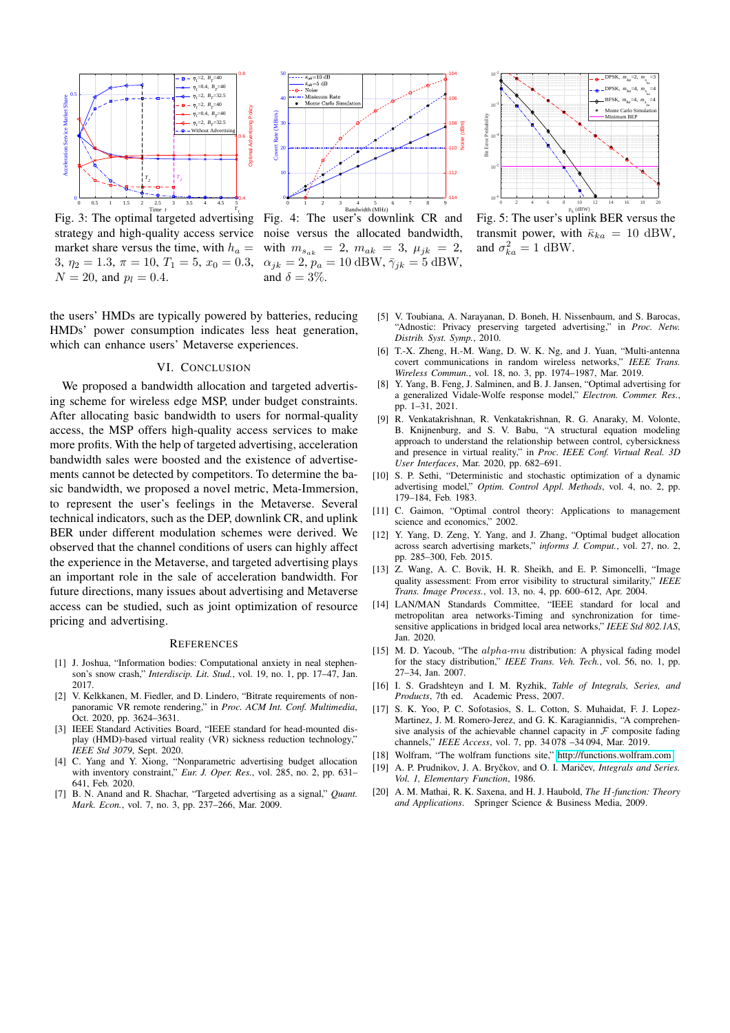Time $t$

Acceleration Service Market Share

Optimal Advertising Policy

$\eta_1=2,\ B_F=40$

$\eta_1=0.4,\ B_F=40$

$\eta_1=2,\ B_F=32.5$

$\eta_1=2,\ B_F=40$

$\eta_1=0.4,\ B_F=40$

$\eta_1=2,\ B_F=32.5$

Without Advertising

$T_2$

$T_2$

$T_1$

Fig. 3: The optimal targeted advertising strategy and high-quality access service market share versus the time, with $h_a = 3$, $\eta_2 = 1.3$, $\pi = 10$, $T_1 = 5$, $x_0 = 0.3$, $N = 20$, and $p_l = 0.4$.

Bandwidth (MHz)

Covert Rate (MBit/s)

Noise (dBm)

$\kappa_{ak}$=10 dB

$\kappa_{ak}$=5 dB

Noise

Minimum Rate

Monte Carlo Simulation

Fig. 4: The user's downlink CR and noise versus the allocated bandwidth, with $m_{s_{ak}} = 2$, $m_{ak} = 3$, $\mu_{jk} = 2$, $\alpha_{jk} = 2$, $p_a = 10$ dBW, $\bar{\gamma}_{jk} = 5$ dBW, and $\delta = 3\%$.

$p_k$ (dBW)

Bit Error Probability

DPSK, $m_{ka}=2$, $m_{s_{ka}}=3$

DPSK, $m_{ka}=4$, $m_{s_{ka}}=4$

BFSK, $m_{ka}=4$, $m_{s_{ka}}=4$

Monte Carlo Simulation

Minimum BEP

Fig. 5: The user's uplink BER versus the transmit power, with $\bar{\kappa}_{ka} = 10$ dBW, and $\sigma^2_{ka} = 1$ dBW.

the users' HMDs are typically powered by batteries, reducing HMDs' power consumption indicates less heat generation, which can enhance users' Metaverse experiences.

## VI. Conclusion

We proposed a bandwidth allocation and targeted advertising scheme for wireless edge MSP, under budget constraints. After allocating basic bandwidth to users for normal-quality access, the MSP offers high-quality access services to make more profits. With the help of targeted advertising, acceleration bandwidth sales were boosted and the existence of advertisements cannot be detected by competitors. To determine the basic bandwidth, we proposed a novel metric, Meta-Immersion, to represent the user's feelings in the Metaverse. Several technical indicators, such as the DEP, downlink CR, and uplink BER under different modulation schemes were derived. We observed that the channel conditions of users can highly affect the experience in the Metaverse, and targeted advertising plays an important role in the sale of acceleration bandwidth. For future directions, many issues about advertising and Metaverse access can be studied, such as joint optimization of resource pricing and advertising.

## References

[1] J. Joshua, "Information bodies: Computational anxiety in neal stephenson's snow crash," *Interdiscip. Lit. Stud.*, vol. 19, no. 1, pp. 17–47, Jan. 2017.

[2] V. Kelkkanen, M. Fiedler, and D. Lindero, "Bitrate requirements of non-panoramic VR remote rendering," in *Proc. ACM Int. Conf. Multimedia*, Oct. 2020, pp. 3624–3631.

[3] IEEE Standard Activities Board, "IEEE standard for head-mounted display (HMD)-based virtual reality (VR) sickness reduction technology," *IEEE Std 3079*, Sept. 2020.

[4] C. Yang and Y. Xiong, "Nonparametric advertising budget allocation with inventory constraint," *Eur. J. Oper. Res.*, vol. 285, no. 2, pp. 631–641, Feb. 2020.

[7] B. N. Anand and R. Shachar, "Targeted advertising as a signal," *Quant. Mark. Econ.*, vol. 7, no. 3, pp. 237–266, Mar. 2009.

[5] V. Toubiana, A. Narayanan, D. Boneh, H. Nissenbaum, and S. Barocas, "Adnostic: Privacy preserving targeted advertising," in *Proc. Netw. Distrib. Syst. Symp.*, 2010.

[6] T.-X. Zheng, H.-M. Wang, D. W. K. Ng, and J. Yuan, "Multi-antenna covert communications in random wireless networks," *IEEE Trans. Wireless Commun.*, vol. 18, no. 3, pp. 1974–1987, Mar. 2019.

[8] Y. Yang, B. Feng, J. Salminen, and B. J. Jansen, "Optimal advertising for a generalized Vidale-Wolfe response model," *Electron. Commer. Res.*, pp. 1–31, 2021.

[9] R. Venkatakrishnan, R. Venkatakrishnan, R. G. Anaraky, M. Volonte, B. Knijnenburg, and S. V. Babu, "A structural equation modeling approach to understand the relationship between control, cybersickness and presence in virtual reality," in *Proc. IEEE Conf. Virtual Real. 3D User Interfaces*, Mar. 2020, pp. 682–691.

[10] S. P. Sethi, "Deterministic and stochastic optimization of a dynamic advertising model," *Optim. Control Appl. Methods*, vol. 4, no. 2, pp. 179–184, Feb. 1983.

[11] C. Gaimon, "Optimal control theory: Applications to management science and economics," 2002.

[12] Y. Yang, D. Zeng, Y. Yang, and J. Zhang, "Optimal budget allocation across search advertising markets," *informs J. Comput.*, vol. 27, no. 2, pp. 285–300, Feb. 2015.

[13] Z. Wang, A. C. Bovik, H. R. Sheikh, and E. P. Simoncelli, "Image quality assessment: From error visibility to structural similarity," *IEEE Trans. Image Process.*, vol. 13, no. 4, pp. 600–612, Apr. 2004.

[14] LAN/MAN Standards Committee, "IEEE standard for local and metropolitan area networks-Timing and synchronization for time-sensitive applications in bridged local area networks," *IEEE Std 802.1AS*, Jan. 2020.

[15] M. D. Yacoub, "The $alpha$-$mu$ distribution: A physical fading model for the stacy distribution," *IEEE Trans. Veh. Tech.*, vol. 56, no. 1, pp. 27–34, Jan. 2007.

[16] I. S. Gradshteyn and I. M. Ryzhik, *Table of Integrals, Series, and Products*, 7th ed. Academic Press, 2007.

[17] S. K. Yoo, P. C. Sofotasios, S. L. Cotton, S. Muhaidat, F. J. Lopez-Martinez, J. M. Romero-Jerez, and G. K. Karagiannidis, "A comprehensive analysis of the achievable channel capacity in $\mathcal{F}$ composite fading channels," *IEEE Access*, vol. 7, pp. 34 078 –34 094, Mar. 2019.

[18] Wolfram, "The wolfram functions site," http://functions.wolfram.com.

[19] A. P. Prudnikov, J. A. Bryčkov, and O. I. Maričev, *Integrals and Series. Vol. 1, Elementary Function*, 1986.

[20] A. M. Mathai, R. K. Saxena, and H. J. Haubold, *The H-function: Theory and Applications*. Springer Science & Business Media, 2009.